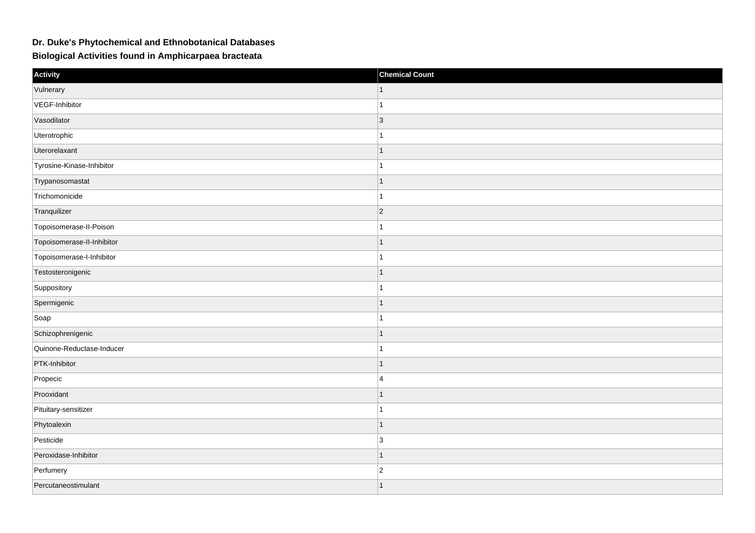# Dr. Duke's Phytochemical and Ethnobotanical Databases

## Biological Activities found in Amphicarpaea bracteata

| Activity | Chemical Count |
| --- | --- |
| Vulnerary | 1 |
| VEGF-Inhibitor | 1 |
| Vasodilator | 3 |
| Uterotrophic | 1 |
| Uterorelaxant | 1 |
| Tyrosine-Kinase-Inhibitor | 1 |
| Trypanosomastat | 1 |
| Trichomonicide | 1 |
| Tranquilizer | 2 |
| Topoisomerase-II-Poison | 1 |
| Topoisomerase-II-Inhibitor | 1 |
| Topoisomerase-I-Inhibitor | 1 |
| Testosteronigenic | 1 |
| Suppository | 1 |
| Spermigenic | 1 |
| Soap | 1 |
| Schizophrenigenic | 1 |
| Quinone-Reductase-Inducer | 1 |
| PTK-Inhibitor | 1 |
| Propecic | 4 |
| Prooxidant | 1 |
| Pituitary-sensitizer | 1 |
| Phytoalexin | 1 |
| Pesticide | 3 |
| Peroxidase-Inhibitor | 1 |
| Perfumery | 2 |
| Percutaneostimulant | 1 |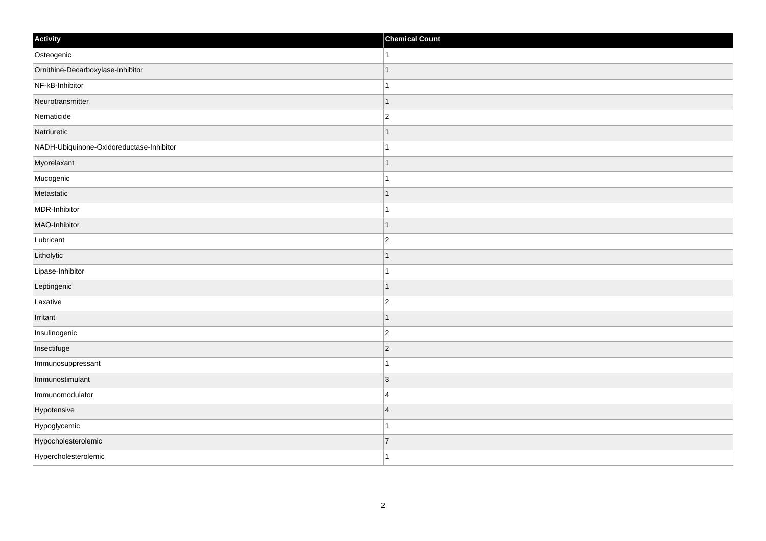| Activity | Chemical Count |
|---|---|
| Osteogenic | 1 |
| Ornithine-Decarboxylase-Inhibitor | 1 |
| NF-kB-Inhibitor | 1 |
| Neurotransmitter | 1 |
| Nematicide | 2 |
| Natriuretic | 1 |
| NADH-Ubiquinone-Oxidoreductase-Inhibitor | 1 |
| Myorelaxant | 1 |
| Mucogenic | 1 |
| Metastatic | 1 |
| MDR-Inhibitor | 1 |
| MAO-Inhibitor | 1 |
| Lubricant | 2 |
| Litholytic | 1 |
| Lipase-Inhibitor | 1 |
| Leptingenic | 1 |
| Laxative | 2 |
| Irritant | 1 |
| Insulinogenic | 2 |
| Insectifuge | 2 |
| Immunosuppressant | 1 |
| Immunostimulant | 3 |
| Immunomodulator | 4 |
| Hypotensive | 4 |
| Hypoglycemic | 1 |
| Hypocholesterolemic | 7 |
| Hypercholesterolemic | 1 |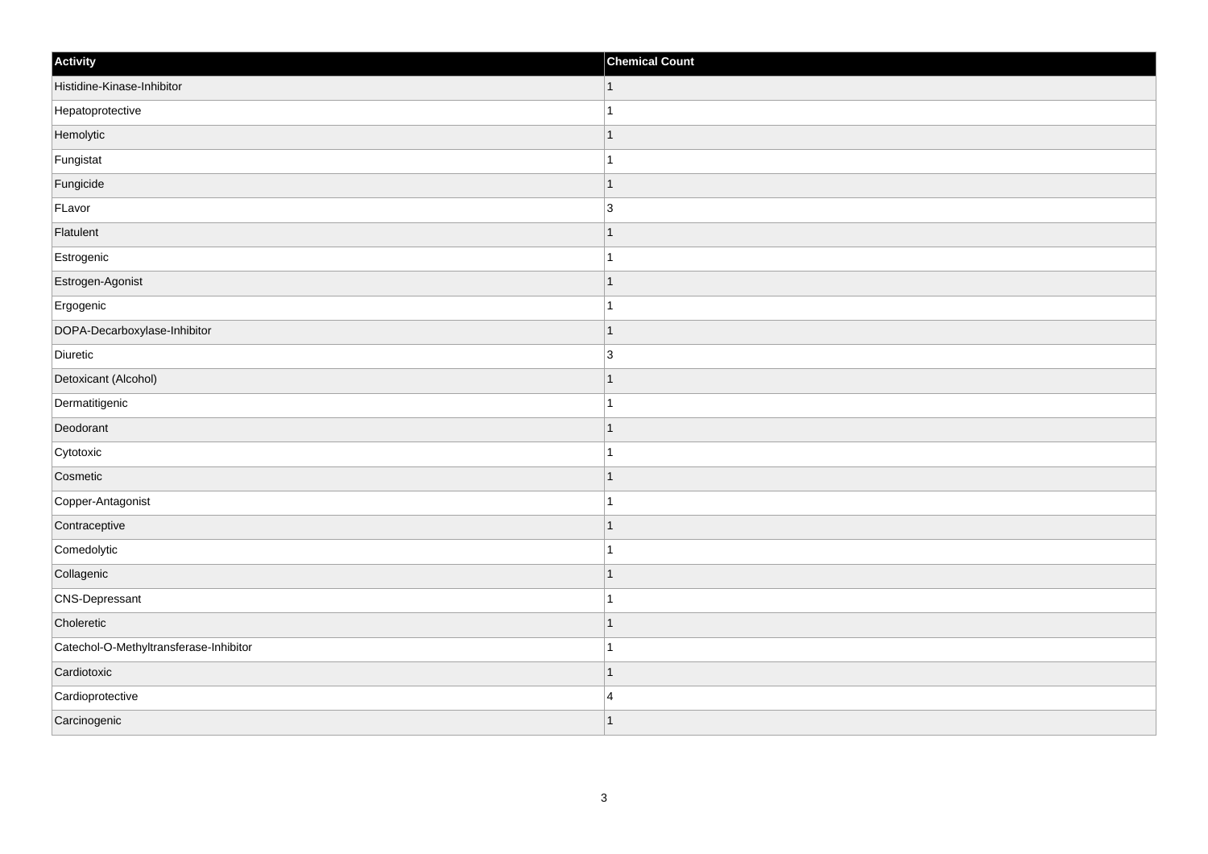| Activity | Chemical Count |
| --- | --- |
| Histidine-Kinase-Inhibitor | 1 |
| Hepatoprotective | 1 |
| Hemolytic | 1 |
| Fungistat | 1 |
| Fungicide | 1 |
| FLavor | 3 |
| Flatulent | 1 |
| Estrogenic | 1 |
| Estrogen-Agonist | 1 |
| Ergogenic | 1 |
| DOPA-Decarboxylase-Inhibitor | 1 |
| Diuretic | 3 |
| Detoxicant (Alcohol) | 1 |
| Dermatitigenic | 1 |
| Deodorant | 1 |
| Cytotoxic | 1 |
| Cosmetic | 1 |
| Copper-Antagonist | 1 |
| Contraceptive | 1 |
| Comedolytic | 1 |
| Collagenic | 1 |
| CNS-Depressant | 1 |
| Choleretic | 1 |
| Catechol-O-Methyltransferase-Inhibitor | 1 |
| Cardiotoxic | 1 |
| Cardioprotective | 4 |
| Carcinogenic | 1 |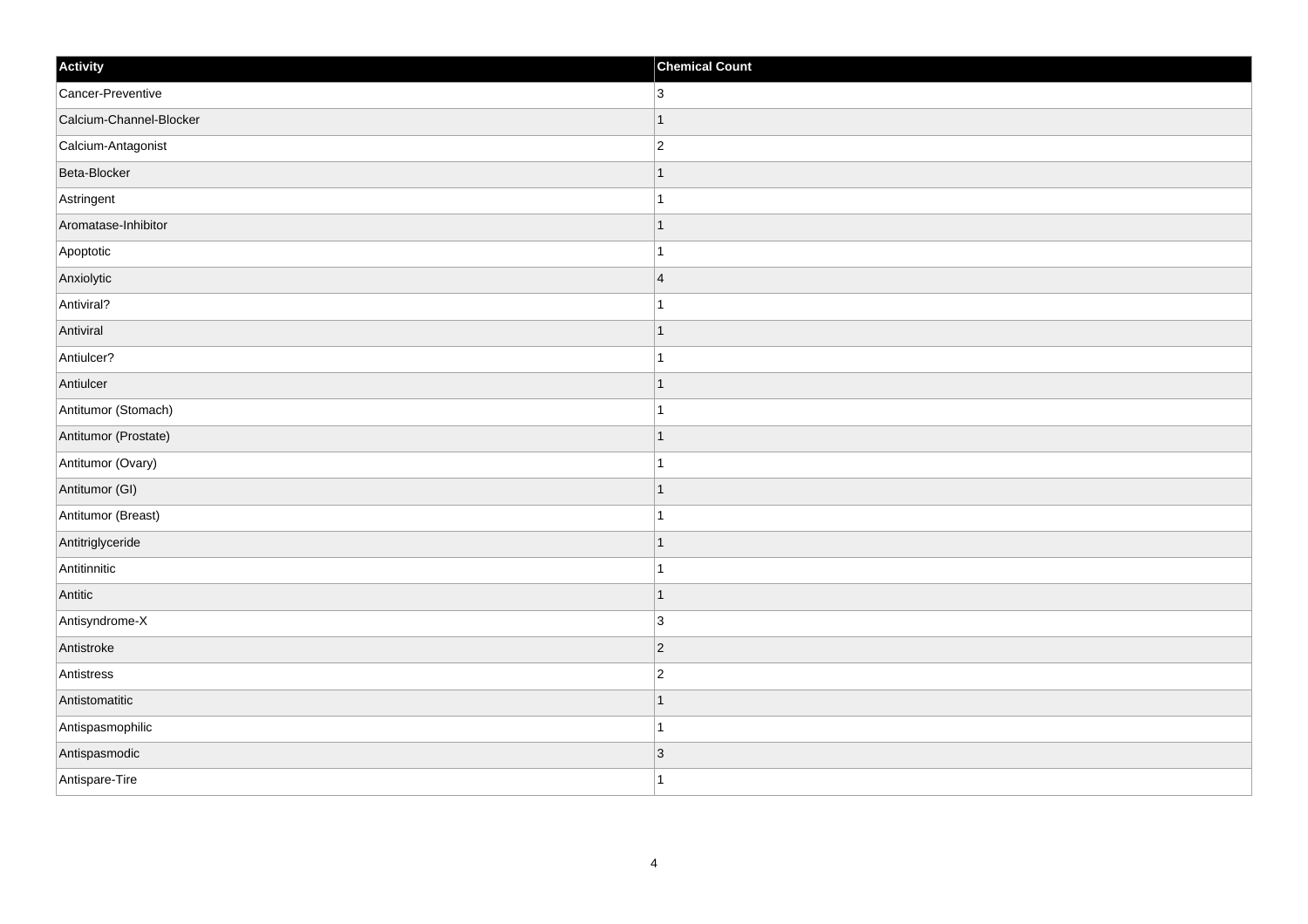| Activity | Chemical Count |
| --- | --- |
| Cancer-Preventive | 3 |
| Calcium-Channel-Blocker | 1 |
| Calcium-Antagonist | 2 |
| Beta-Blocker | 1 |
| Astringent | 1 |
| Aromatase-Inhibitor | 1 |
| Apoptotic | 1 |
| Anxiolytic | 4 |
| Antiviral? | 1 |
| Antiviral | 1 |
| Antiulcer? | 1 |
| Antiulcer | 1 |
| Antitumor (Stomach) | 1 |
| Antitumor (Prostate) | 1 |
| Antitumor (Ovary) | 1 |
| Antitumor (GI) | 1 |
| Antitumor (Breast) | 1 |
| Antitriglyceride | 1 |
| Antitinnitic | 1 |
| Antitic | 1 |
| Antisyndrome-X | 3 |
| Antistroke | 2 |
| Antistress | 2 |
| Antistomatitic | 1 |
| Antispasmophilic | 1 |
| Antispasmodic | 3 |
| Antispare-Tire | 1 |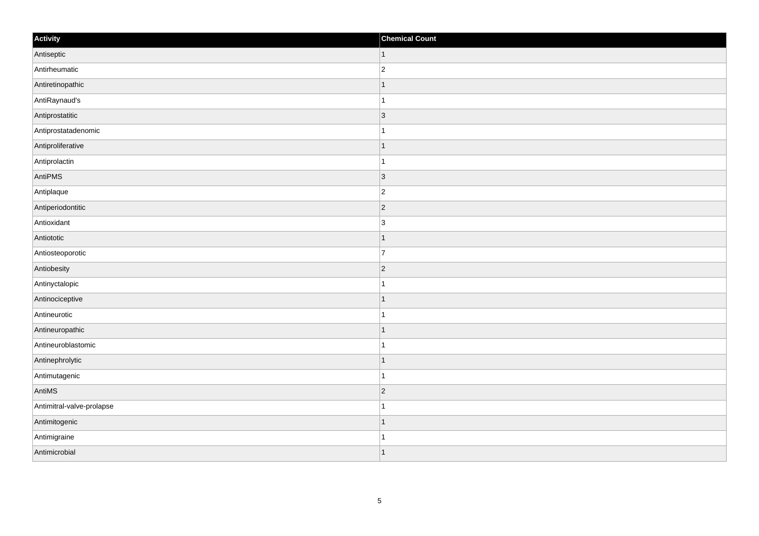| Activity | Chemical Count |
| --- | --- |
| Antiseptic | 1 |
| Antirheumatic | 2 |
| Antiretinopathic | 1 |
| AntiRaynaud's | 1 |
| Antiprostatitic | 3 |
| Antiprostatadenomic | 1 |
| Antiproliferative | 1 |
| Antiprolactin | 1 |
| AntiPMS | 3 |
| Antiplaque | 2 |
| Antiperiodontitic | 2 |
| Antioxidant | 3 |
| Antiototic | 1 |
| Antiosteoporotic | 7 |
| Antiobesity | 2 |
| Antinyctalopic | 1 |
| Antinociceptive | 1 |
| Antineurotic | 1 |
| Antineuropathic | 1 |
| Antineuroblastomic | 1 |
| Antinephrolytic | 1 |
| Antimutagenic | 1 |
| AntiMS | 2 |
| Antimitral-valve-prolapse | 1 |
| Antimitogenic | 1 |
| Antimigraine | 1 |
| Antimicrobial | 1 |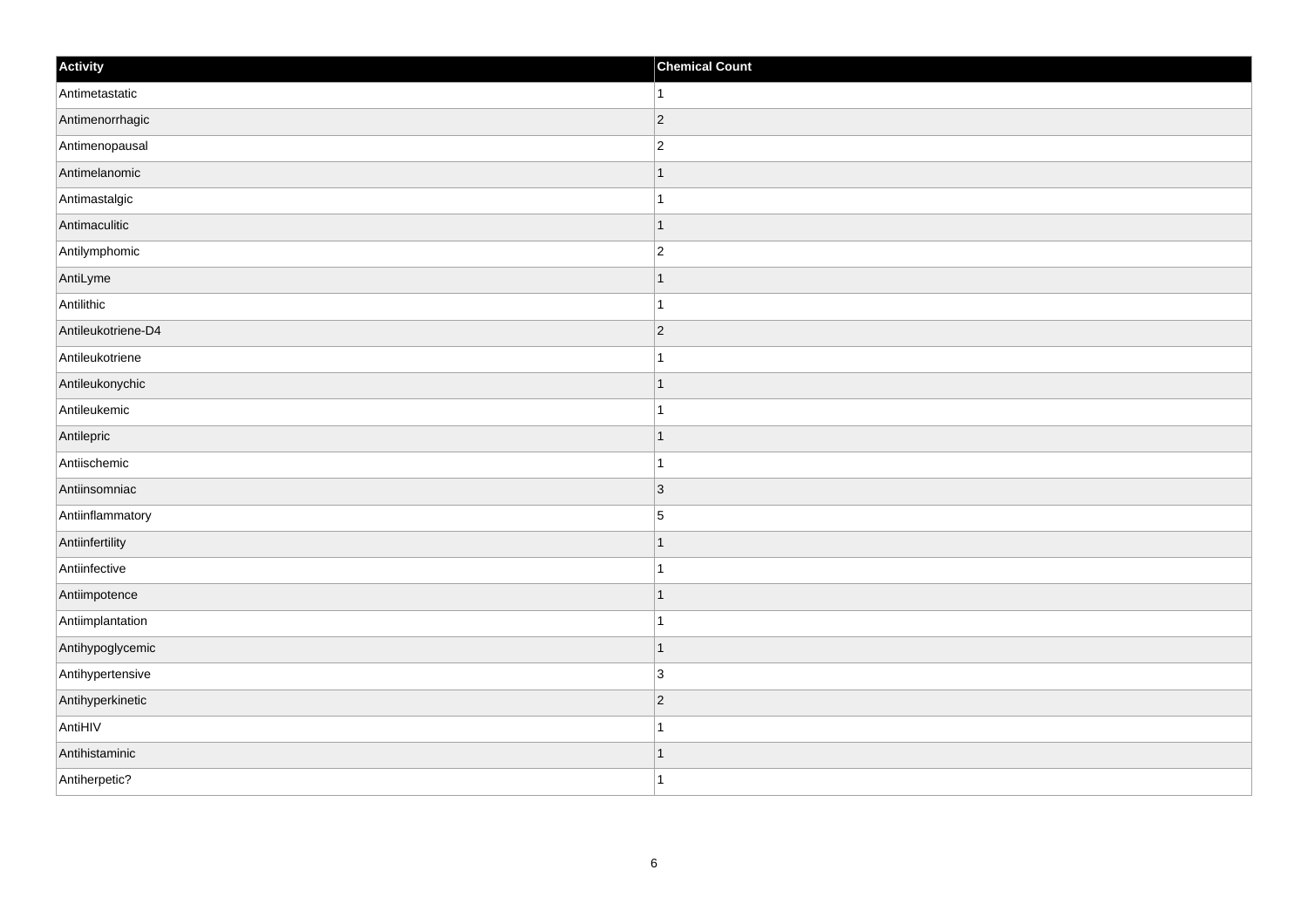| Activity | Chemical Count |
| --- | --- |
| Antimetastatic | 1 |
| Antimenorrhagic | 2 |
| Antimenopausal | 2 |
| Antimelanomic | 1 |
| Antimastalgic | 1 |
| Antimaculitic | 1 |
| Antilymphomic | 2 |
| AntiLyme | 1 |
| Antilithic | 1 |
| Antileukotriene-D4 | 2 |
| Antileukotriene | 1 |
| Antileukonychic | 1 |
| Antileukemic | 1 |
| Antilepric | 1 |
| Antiischemic | 1 |
| Antiinsomniac | 3 |
| Antiinflammatory | 5 |
| Antiinfertility | 1 |
| Antiinfective | 1 |
| Antiimpotence | 1 |
| Antiimplantation | 1 |
| Antihypoglycemic | 1 |
| Antihypertensive | 3 |
| Antihyperkinetic | 2 |
| AntiHIV | 1 |
| Antihistaminic | 1 |
| Antiherpetic? | 1 |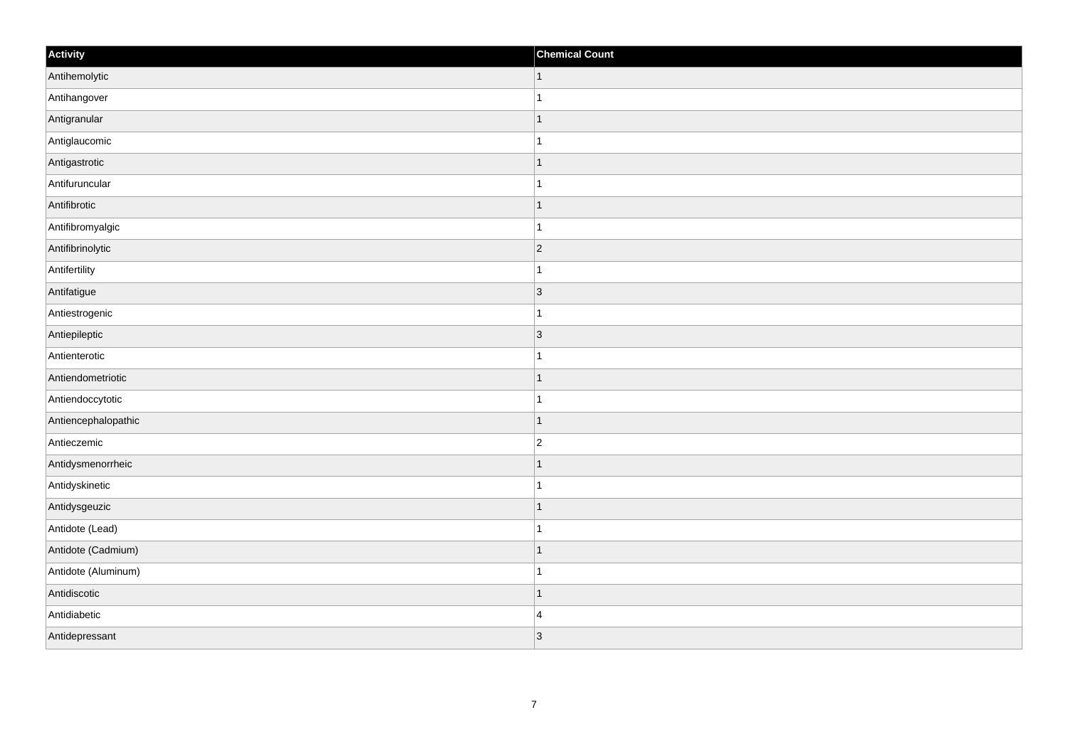| Activity | Chemical Count |
| --- | --- |
| Antihemolytic | 1 |
| Antihangover | 1 |
| Antigranular | 1 |
| Antiglaucomic | 1 |
| Antigastrotic | 1 |
| Antifuruncular | 1 |
| Antifibrotic | 1 |
| Antifibromyalgic | 1 |
| Antifibrinolytic | 2 |
| Antifertility | 1 |
| Antifatigue | 3 |
| Antiestrogenic | 1 |
| Antiepileptic | 3 |
| Antienterotic | 1 |
| Antiendometriotic | 1 |
| Antiendoccytotic | 1 |
| Antiencephalopathic | 1 |
| Antieczemic | 2 |
| Antidysmenorrheic | 1 |
| Antidyskinetic | 1 |
| Antidysgeuzic | 1 |
| Antidote (Lead) | 1 |
| Antidote (Cadmium) | 1 |
| Antidote (Aluminum) | 1 |
| Antidiscotic | 1 |
| Antidiabetic | 4 |
| Antidepressant | 3 |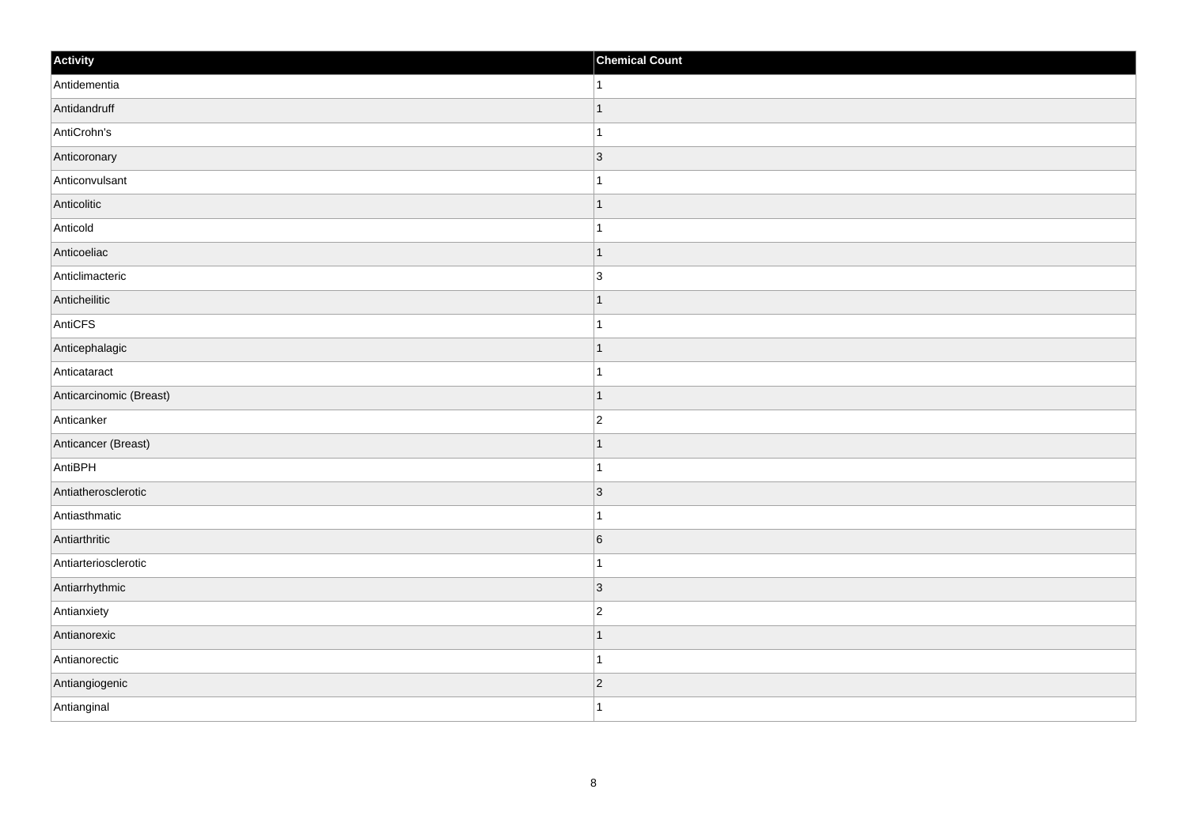| Activity | Chemical Count |
|---|---|
| Antidementia | 1 |
| Antidandruff | 1 |
| AntiCrohn's | 1 |
| Anticoronary | 3 |
| Anticonvulsant | 1 |
| Anticolitic | 1 |
| Anticold | 1 |
| Anticoeliac | 1 |
| Anticlimacteric | 3 |
| Anticheilitic | 1 |
| AntiCFS | 1 |
| Anticephalagic | 1 |
| Anticataract | 1 |
| Anticarcinomic (Breast) | 1 |
| Anticanker | 2 |
| Anticancer (Breast) | 1 |
| AntiBPH | 1 |
| Antiatherosclerotic | 3 |
| Antiasthmatic | 1 |
| Antiarthritic | 6 |
| Antiarteriosclerotic | 1 |
| Antiarrhythmic | 3 |
| Antianxiety | 2 |
| Antianorexic | 1 |
| Antianorectic | 1 |
| Antiangiogenic | 2 |
| Antianginal | 1 |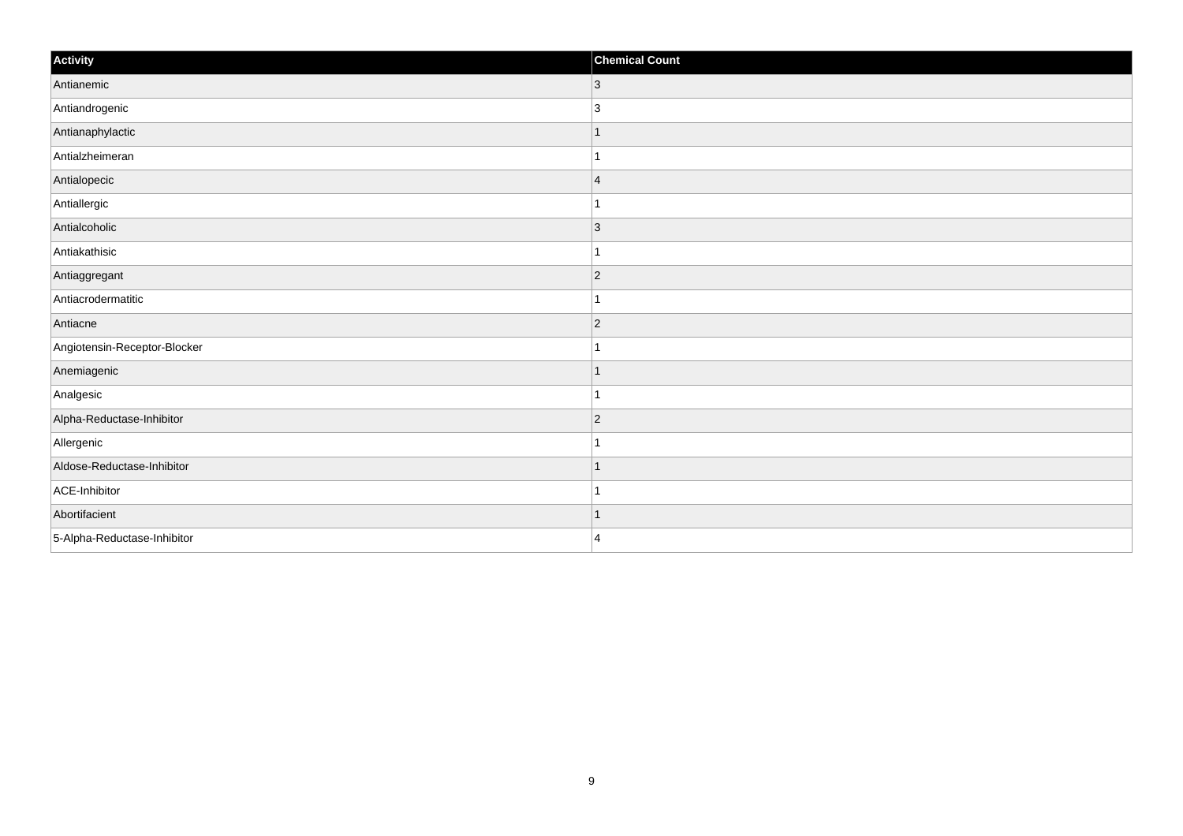| Activity | Chemical Count |
| --- | --- |
| Antianemic | 3 |
| Antiandrogenic | 3 |
| Antianaphylactic | 1 |
| Antialzheimeran | 1 |
| Antialopecic | 4 |
| Antiallergic | 1 |
| Antialcoholic | 3 |
| Antiakathisic | 1 |
| Antiaggregant | 2 |
| Antiacrodermatitic | 1 |
| Antiacne | 2 |
| Angiotensin-Receptor-Blocker | 1 |
| Anemiagenic | 1 |
| Analgesic | 1 |
| Alpha-Reductase-Inhibitor | 2 |
| Allergenic | 1 |
| Aldose-Reductase-Inhibitor | 1 |
| ACE-Inhibitor | 1 |
| Abortifacient | 1 |
| 5-Alpha-Reductase-Inhibitor | 4 |